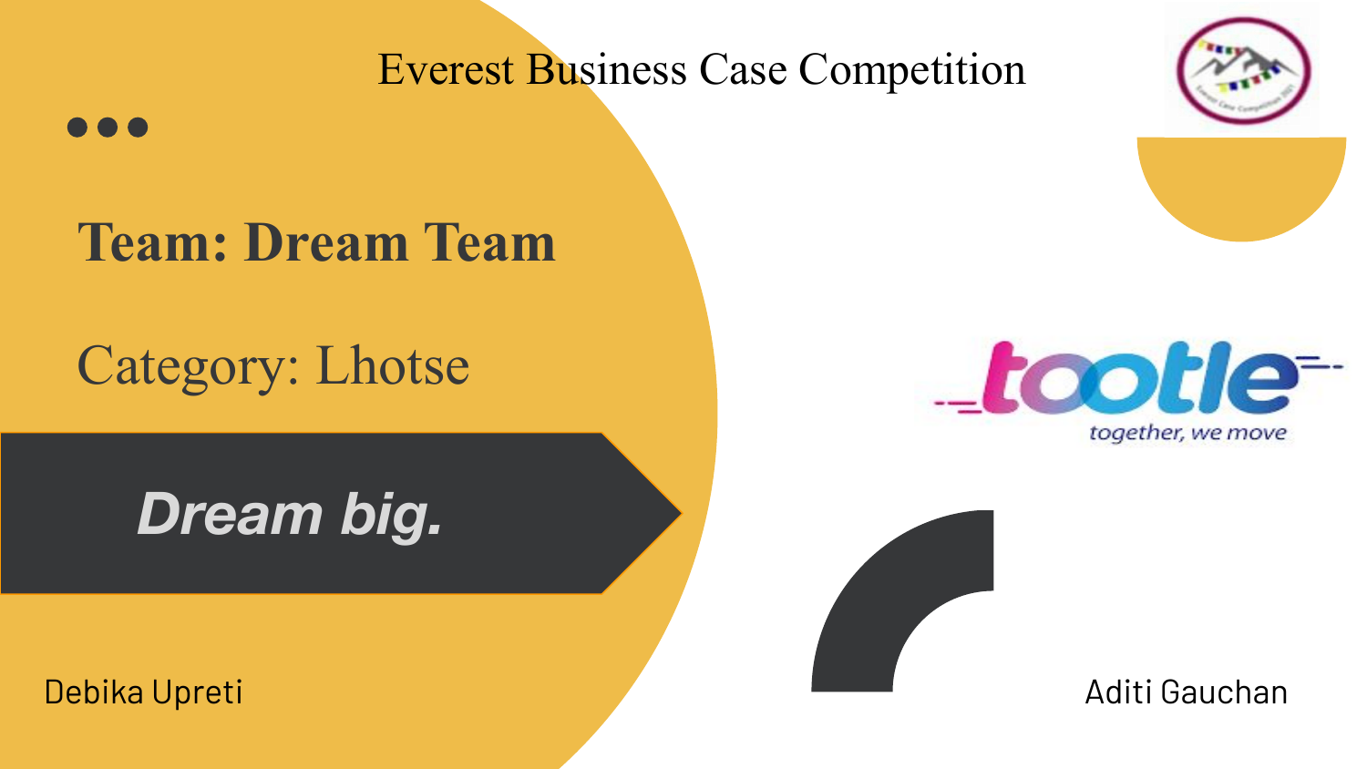# Everest Business Case Competition

## Team: Dream Team

Category: Lhotse

***Dream big.***

tootle
*together, we move*

Debika Upreti

Aditi Gauchan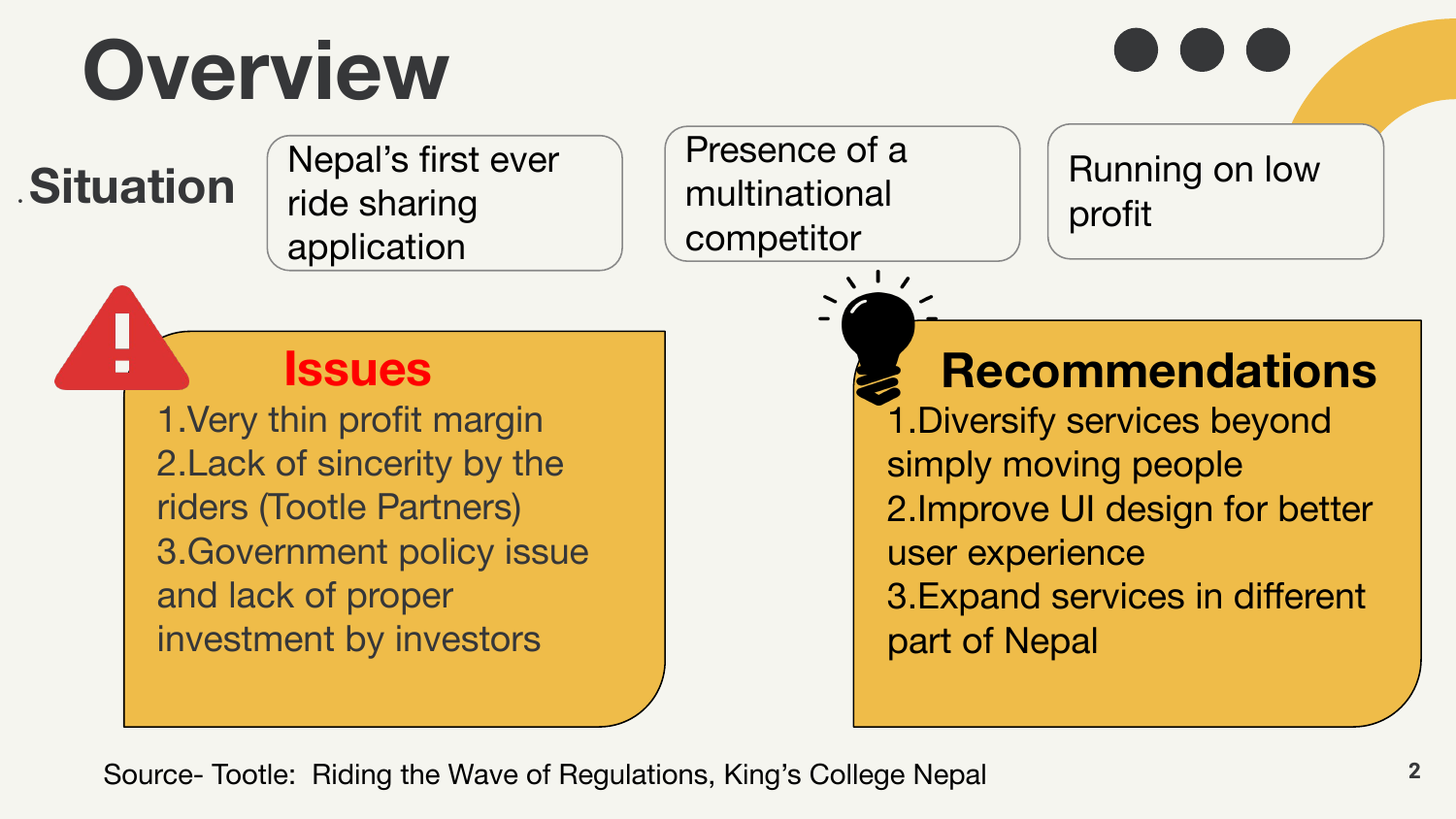# Overview

## Situation

- Nepal's first ever ride sharing application
- Presence of a multinational competitor
- Running on low profit

## Issues

1. Very thin profit margin
2. Lack of sincerity by the riders (Tootle Partners)
3. Government policy issue and lack of proper investment by investors

## Recommendations

1. Diversify services beyond simply moving people
2. Improve UI design for better user experience
3. Expand services in different part of Nepal

Source- Tootle: Riding the Wave of Regulations, King's College Nepal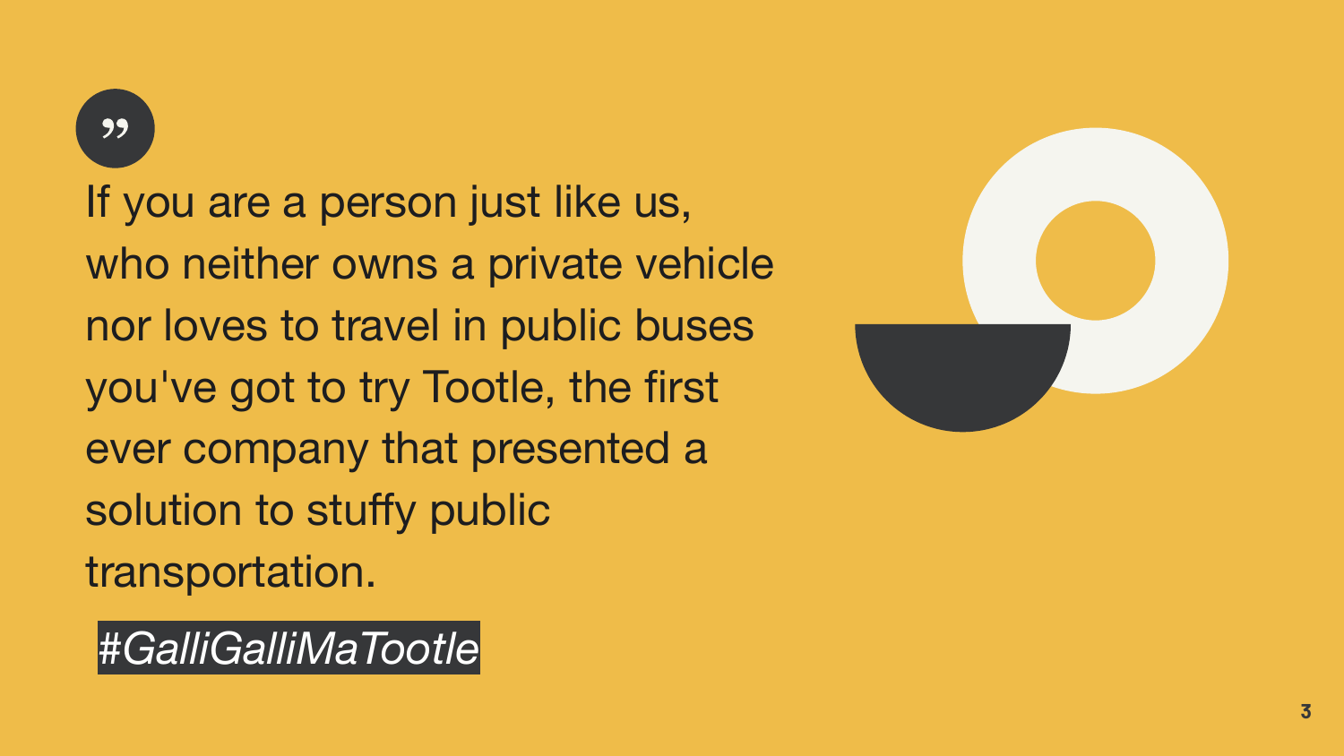If you are a person just like us, who neither owns a private vehicle nor loves to travel in public buses you've got to try Tootle, the first ever company that presented a solution to stuffy public transportation.

*#GalliGalliMaTootle*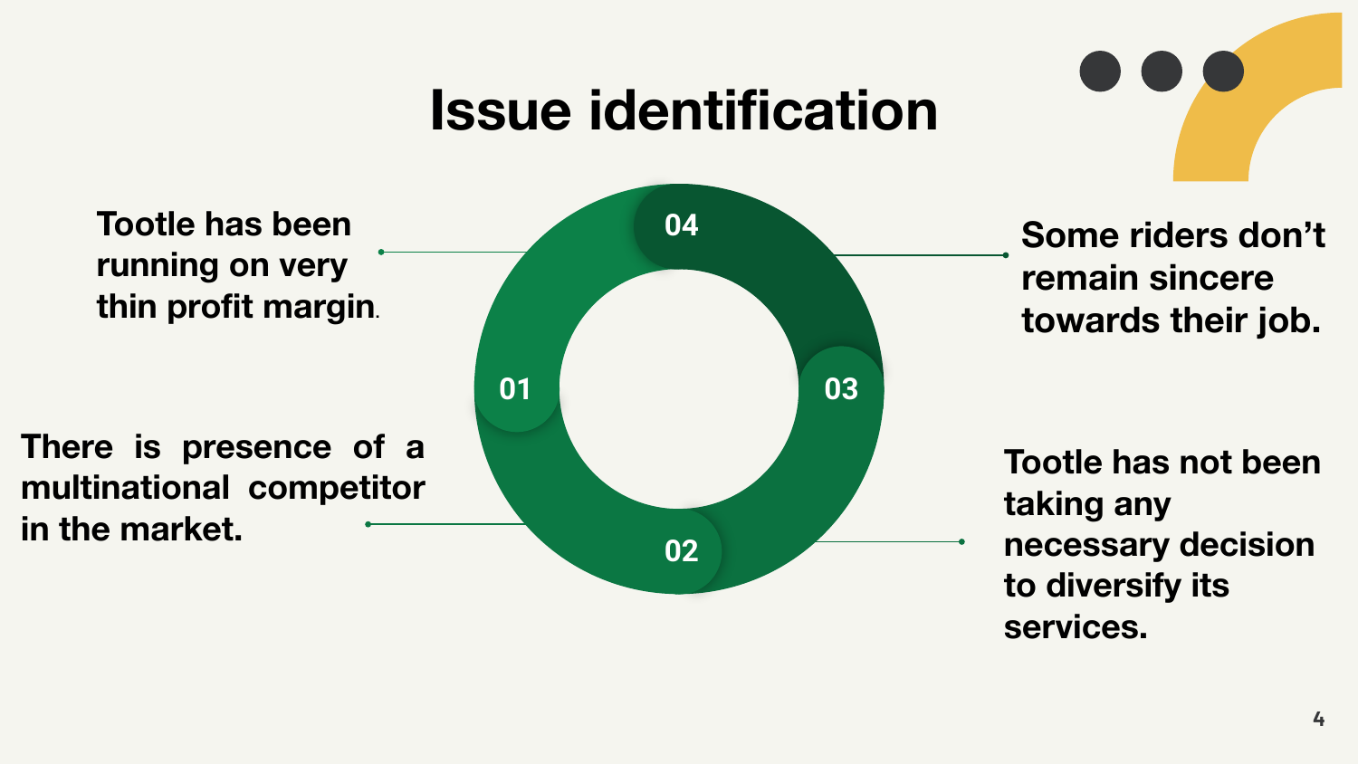# Issue identification

**01** Tootle has been running on very thin profit margin.

**02** There is presence of a multinational competitor in the market.

**03** Tootle has not been taking any necessary decision to diversify its services.

**04** Some riders don't remain sincere towards their job.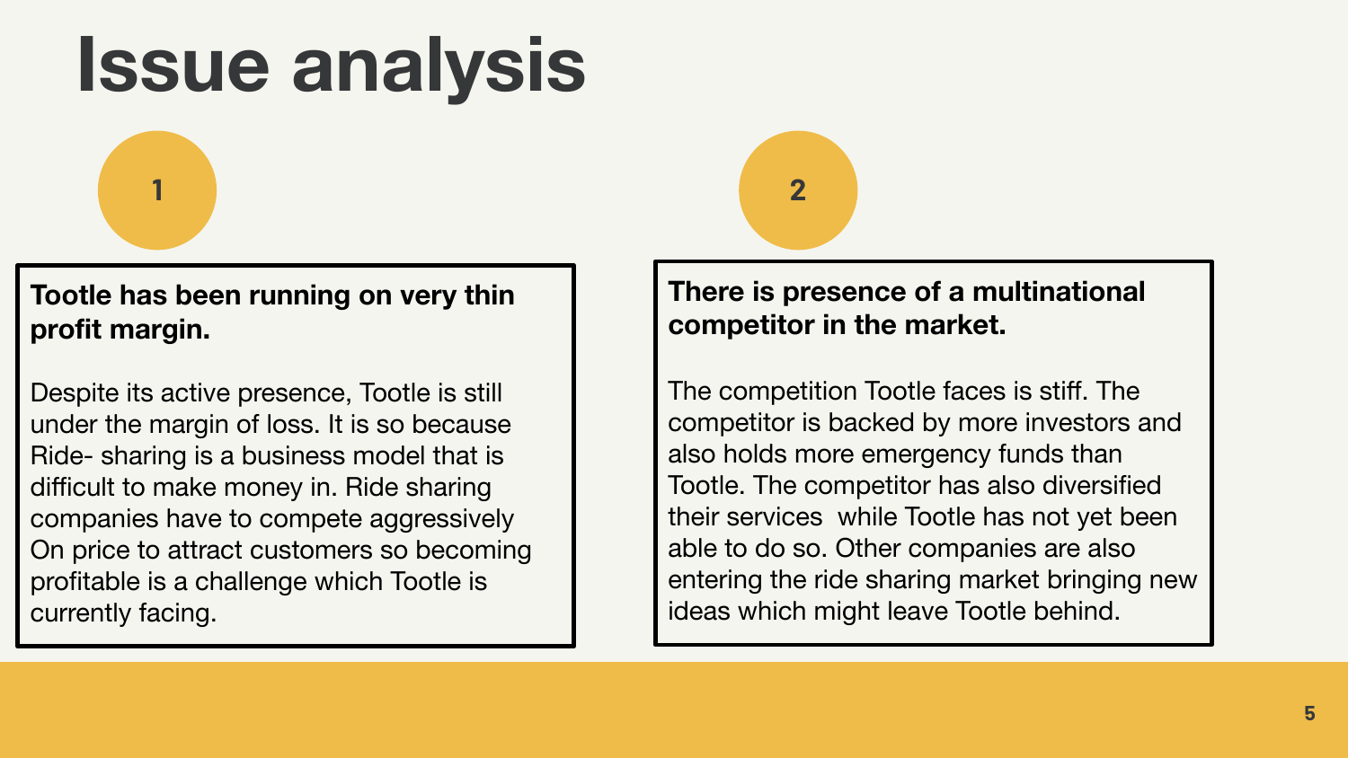# Issue analysis

## 1

**Tootle has been running on very thin profit margin.**

Despite its active presence, Tootle is still under the margin of loss. It is so because Ride- sharing is a business model that is difficult to make money in. Ride sharing companies have to compete aggressively On price to attract customers so becoming profitable is a challenge which Tootle is currently facing.

## 2

**There is presence of a multinational competitor in the market.**

The competition Tootle faces is stiff. The competitor is backed by more investors and also holds more emergency funds than Tootle. The competitor has also diversified their services while Tootle has not yet been able to do so. Other companies are also entering the ride sharing market bringing new ideas which might leave Tootle behind.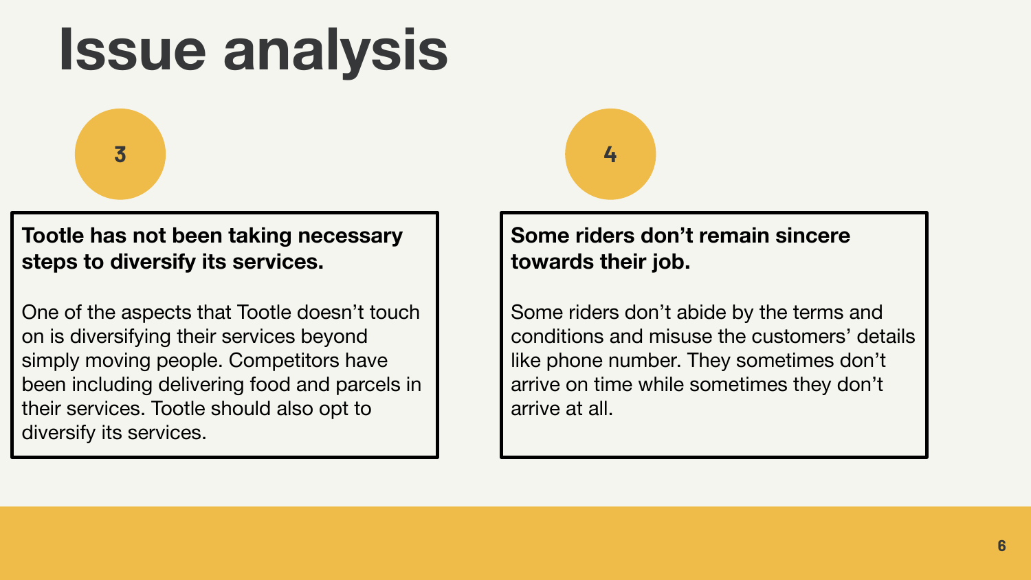# Issue analysis

3

**Tootle has not been taking necessary steps to diversify its services.**

One of the aspects that Tootle doesn't touch on is diversifying their services beyond simply moving people. Competitors have been including delivering food and parcels in their services. Tootle should also opt to diversify its services.

4

**Some riders don't remain sincere towards their job.**

Some riders don't abide by the terms and conditions and misuse the customers' details like phone number. They sometimes don't arrive on time while sometimes they don't arrive at all.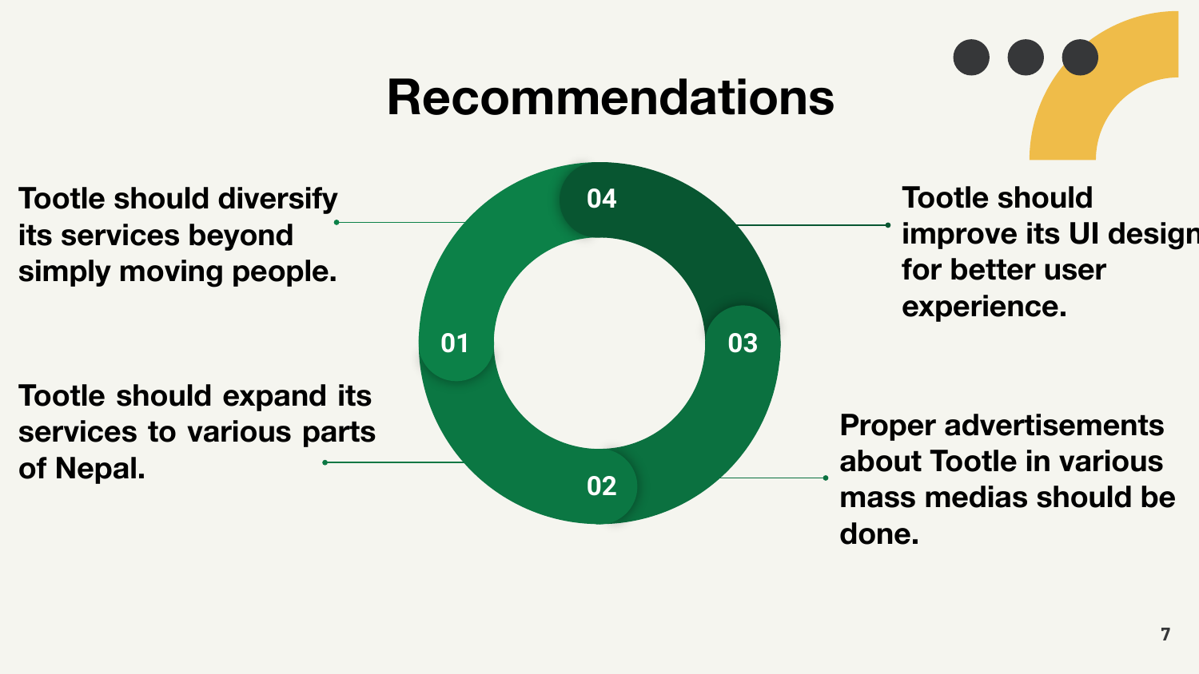# Recommendations

01. Tootle should diversify its services beyond simply moving people.

02. Tootle should expand its services to various parts of Nepal.

03. Proper advertisements about Tootle in various mass medias should be done.

04. Tootle should improve its UI design for better user experience.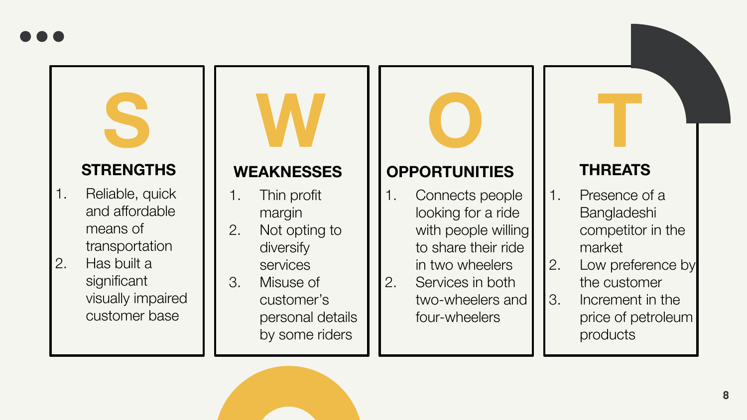# SWOT

## S — STRENGTHS

1. Reliable, quick and affordable means of transportation
2. Has built a significant visually impaired customer base

## W — WEAKNESSES

1. Thin profit margin
2. Not opting to diversify services
3. Misuse of customer's personal details by some riders

## O — OPPORTUNITIES

1. Connects people looking for a ride with people willing to share their ride in two wheelers
2. Services in both two-wheelers and four-wheelers

## T — THREATS

1. Presence of a Bangladeshi competitor in the market
2. Low preference by the customer
3. Increment in the price of petroleum products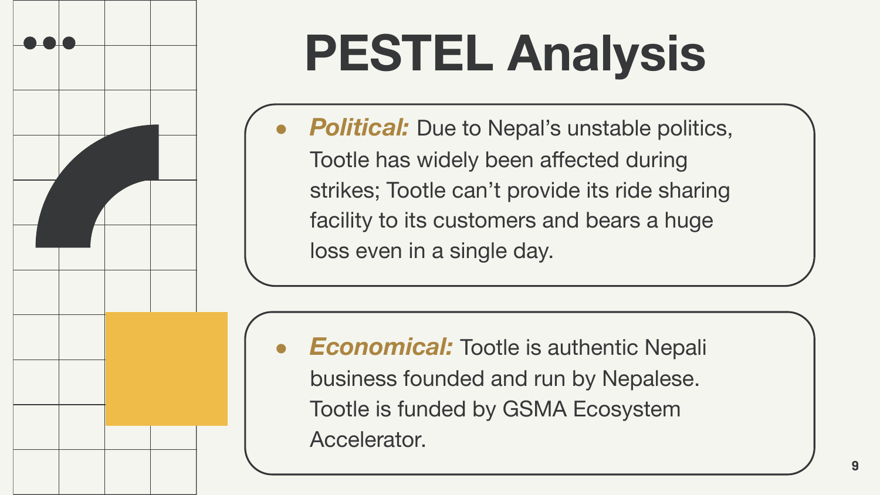# PESTEL Analysis

- ***Political:*** Due to Nepal's unstable politics, Tootle has widely been affected during strikes; Tootle can't provide its ride sharing facility to its customers and bears a huge loss even in a single day.

- ***Economical:*** Tootle is authentic Nepali business founded and run by Nepalese. Tootle is funded by GSMA Ecosystem Accelerator.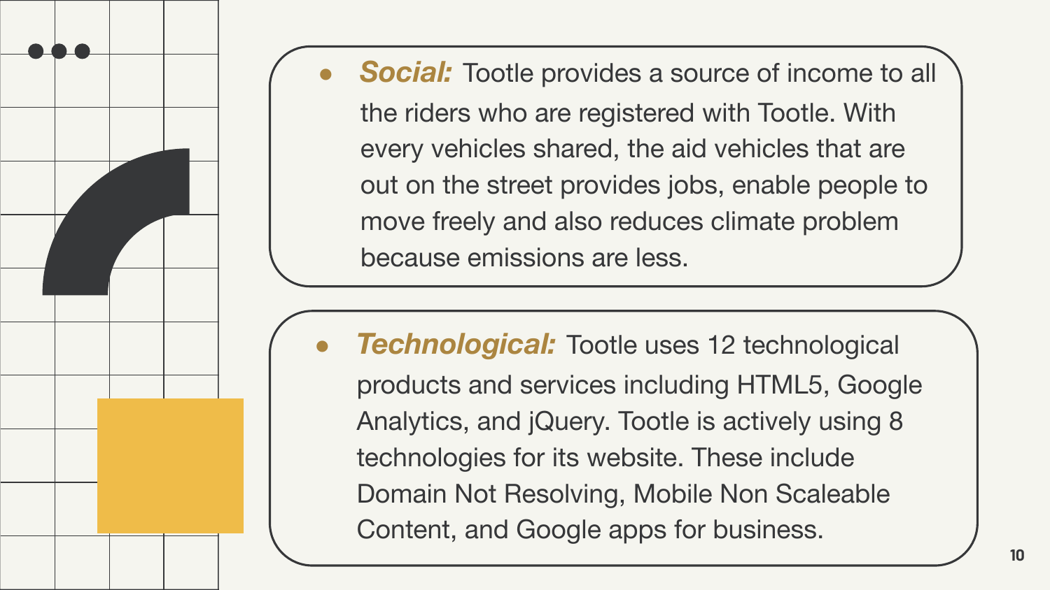- ***Social:*** Tootle provides a source of income to all the riders who are registered with Tootle. With every vehicles shared, the aid vehicles that are out on the street provides jobs, enable people to move freely and also reduces climate problem because emissions are less.

- ***Technological:*** Tootle uses 12 technological products and services including HTML5, Google Analytics, and jQuery. Tootle is actively using 8 technologies for its website. These include Domain Not Resolving, Mobile Non Scaleable Content, and Google apps for business.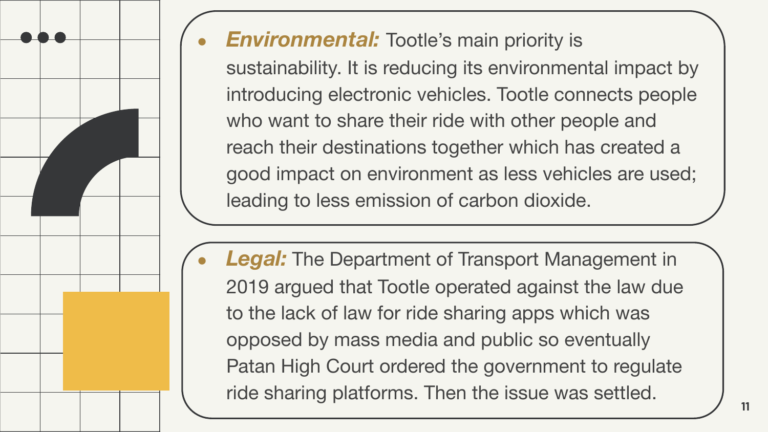- ***Environmental:*** Tootle's main priority is sustainability. It is reducing its environmental impact by introducing electronic vehicles. Tootle connects people who want to share their ride with other people and reach their destinations together which has created a good impact on environment as less vehicles are used; leading to less emission of carbon dioxide.

- ***Legal:*** The Department of Transport Management in 2019 argued that Tootle operated against the law due to the lack of law for ride sharing apps which was opposed by mass media and public so eventually Patan High Court ordered the government to regulate ride sharing platforms. Then the issue was settled.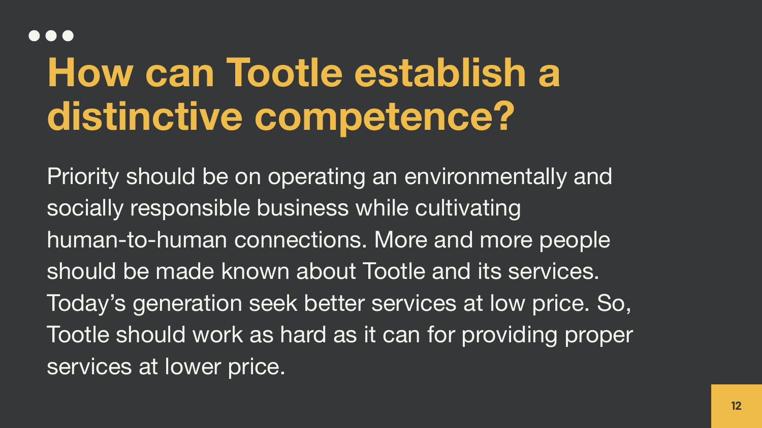# How can Tootle establish a distinctive competence?

Priority should be on operating an environmentally and socially responsible business while cultivating human-to-human connections. More and more people should be made known about Tootle and its services. Today’s generation seek better services at low price. So, Tootle should work as hard as it can for providing proper services at lower price.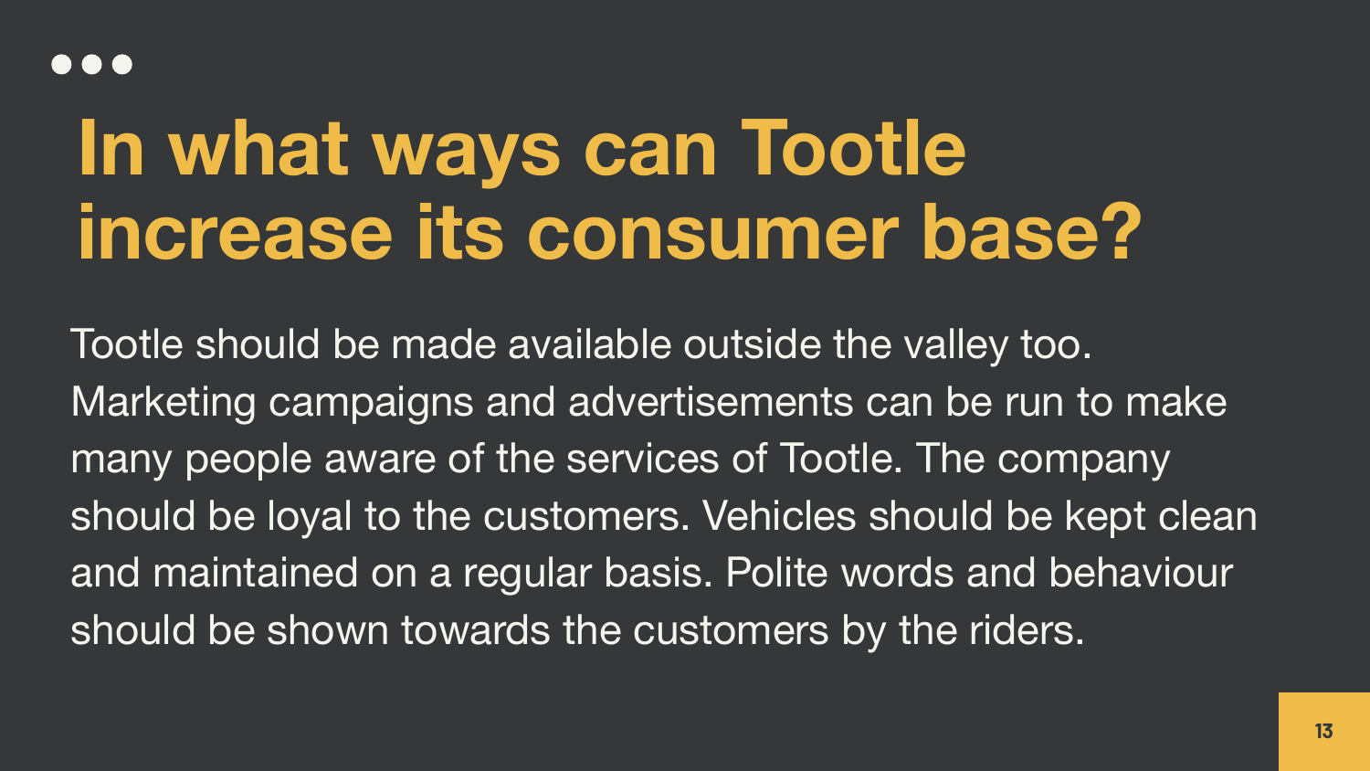# In what ways can Tootle increase its consumer base?

Tootle should be made available outside the valley too. Marketing campaigns and advertisements can be run to make many people aware of the services of Tootle. The company should be loyal to the customers. Vehicles should be kept clean and maintained on a regular basis. Polite words and behaviour should be shown towards the customers by the riders.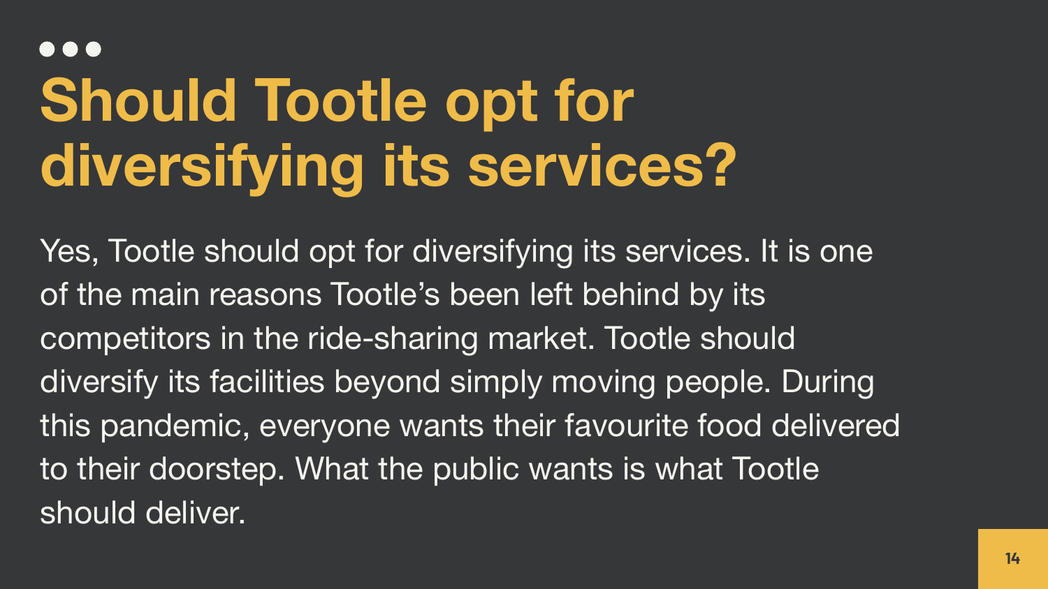# Should Tootle opt for diversifying its services?

Yes, Tootle should opt for diversifying its services. It is one of the main reasons Tootle's been left behind by its competitors in the ride-sharing market. Tootle should diversify its facilities beyond simply moving people. During this pandemic, everyone wants their favourite food delivered to their doorstep. What the public wants is what Tootle should deliver.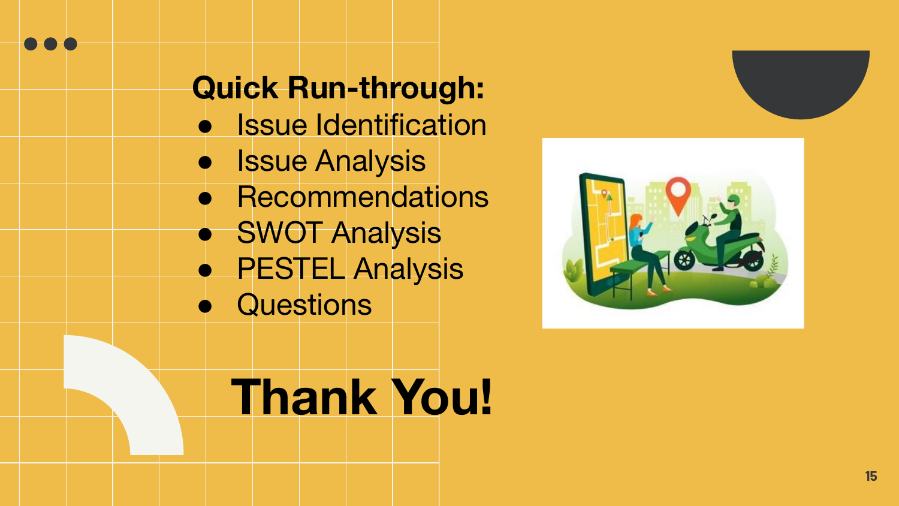**Quick Run-through:**

- Issue Identification
- Issue Analysis
- Recommendations
- SWOT Analysis
- PESTEL Analysis
- Questions

# Thank You!